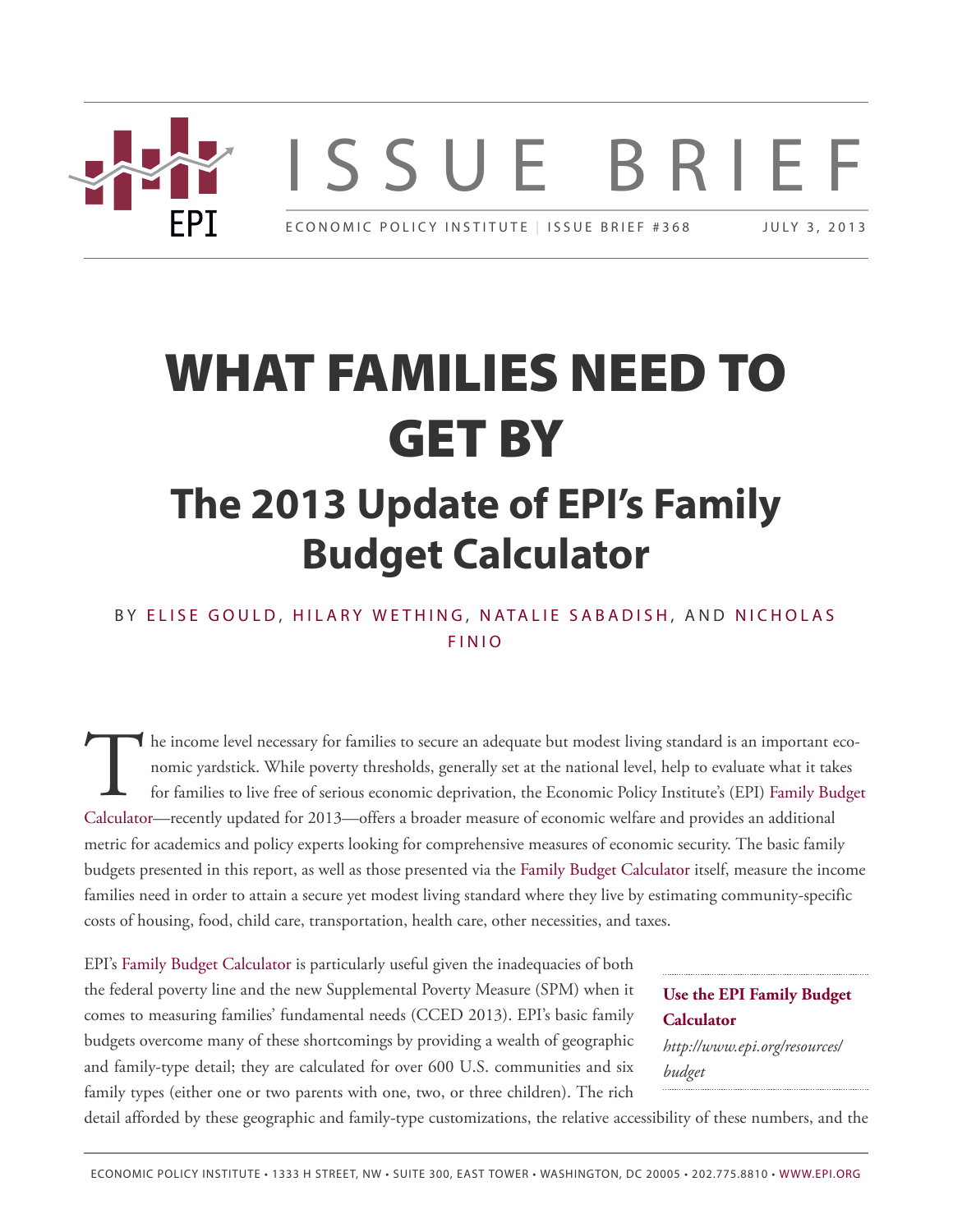ISSUE BRIEF

ECONOMIC POLICY INSTITUTE | ISSUE BRIEF #368 JULY 3, 2013

# WHAT FAMILIES NEED TO GET BY

## The 2013 Update of EPI's Family Budget Calculator

BY ELISE GOULD, HILARY WETHING, NATALIE SABADISH, AND NICHOLAS FINIO

The income level necessary for families to secure an adequate but modest living standard is an important economic yardstick. While poverty thresholds, generally set at the national level, help to evaluate what it takes for families to live free of serious economic deprivation, the Economic Policy Institute's (EPI) Family Budget Calculator—recently updated for 2013—offers a broader measure of economic welfare and provides an additional metric for academics and policy experts looking for comprehensive measures of economic security. The basic family budgets presented in this report, as well as those presented via the Family Budget Calculator itself, measure the income families need in order to attain a secure yet modest living standard where they live by estimating community-specific costs of housing, food, child care, transportation, health care, other necessities, and taxes.

**Use the EPI Family Budget Calculator**

*http://www.epi.org/resources/budget*

EPI's Family Budget Calculator is particularly useful given the inadequacies of both the federal poverty line and the new Supplemental Poverty Measure (SPM) when it comes to measuring families' fundamental needs (CCED 2013). EPI's basic family budgets overcome many of these shortcomings by providing a wealth of geographic and family-type detail; they are calculated for over 600 U.S. communities and six family types (either one or two parents with one, two, or three children). The rich detail afforded by these geographic and family-type customizations, the relative accessibility of these numbers, and the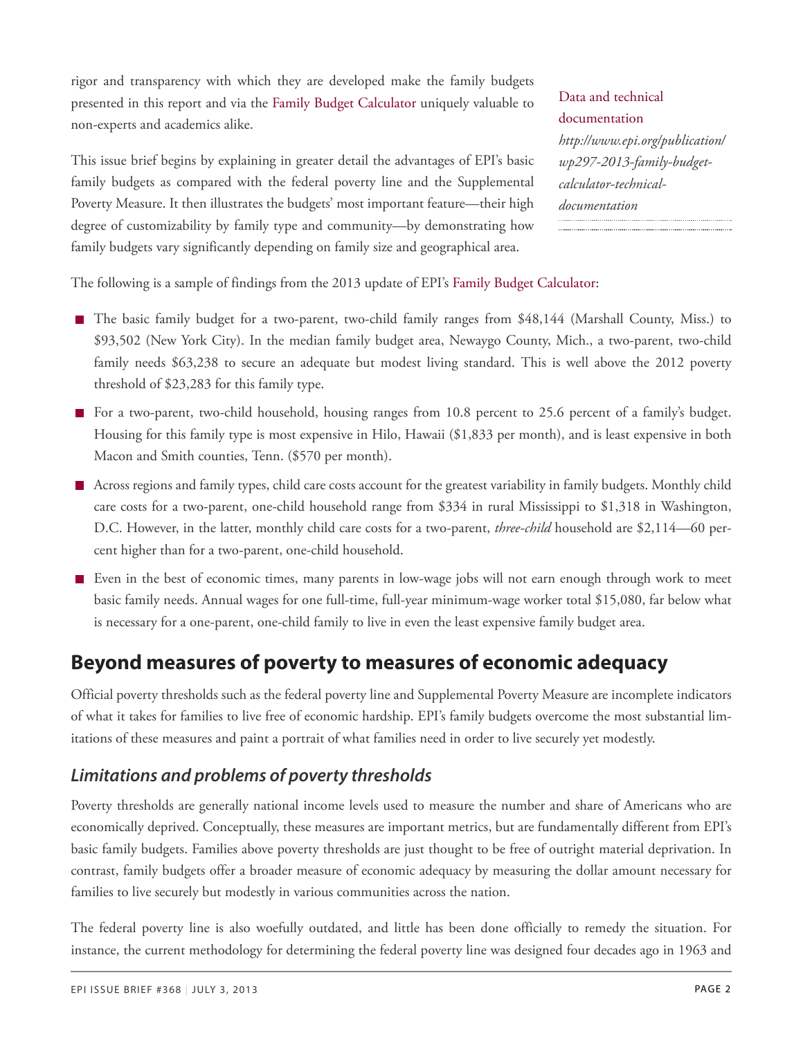rigor and transparency with which they are developed make the family budgets presented in this report and via the Family Budget Calculator uniquely valuable to non-experts and academics alike.

This issue brief begins by explaining in greater detail the advantages of EPI's basic family budgets as compared with the federal poverty line and the Supplemental Poverty Measure. It then illustrates the budgets' most important feature—their high degree of customizability by family type and community—by demonstrating how family budgets vary significantly depending on family size and geographical area.

Data and technical documentation
*http://www.epi.org/publication/wp297-2013-family-budget-calculator-technical-documentation*

The following is a sample of findings from the 2013 update of EPI's Family Budget Calculator:

- The basic family budget for a two-parent, two-child family ranges from $48,144 (Marshall County, Miss.) to $93,502 (New York City). In the median family budget area, Newaygo County, Mich., a two-parent, two-child family needs $63,238 to secure an adequate but modest living standard. This is well above the 2012 poverty threshold of $23,283 for this family type.
- For a two-parent, two-child household, housing ranges from 10.8 percent to 25.6 percent of a family's budget. Housing for this family type is most expensive in Hilo, Hawaii ($1,833 per month), and is least expensive in both Macon and Smith counties, Tenn. ($570 per month).
- Across regions and family types, child care costs account for the greatest variability in family budgets. Monthly child care costs for a two-parent, one-child household range from $334 in rural Mississippi to $1,318 in Washington, D.C. However, in the latter, monthly child care costs for a two-parent, *three-child* household are $2,114—60 percent higher than for a two-parent, one-child household.
- Even in the best of economic times, many parents in low-wage jobs will not earn enough through work to meet basic family needs. Annual wages for one full-time, full-year minimum-wage worker total $15,080, far below what is necessary for a one-parent, one-child family to live in even the least expensive family budget area.

## Beyond measures of poverty to measures of economic adequacy

Official poverty thresholds such as the federal poverty line and Supplemental Poverty Measure are incomplete indicators of what it takes for families to live free of economic hardship. EPI's family budgets overcome the most substantial limitations of these measures and paint a portrait of what families need in order to live securely yet modestly.

### *Limitations and problems of poverty thresholds*

Poverty thresholds are generally national income levels used to measure the number and share of Americans who are economically deprived. Conceptually, these measures are important metrics, but are fundamentally different from EPI's basic family budgets. Families above poverty thresholds are just thought to be free of outright material deprivation. In contrast, family budgets offer a broader measure of economic adequacy by measuring the dollar amount necessary for families to live securely but modestly in various communities across the nation.

The federal poverty line is also woefully outdated, and little has been done officially to remedy the situation. For instance, the current methodology for determining the federal poverty line was designed four decades ago in 1963 and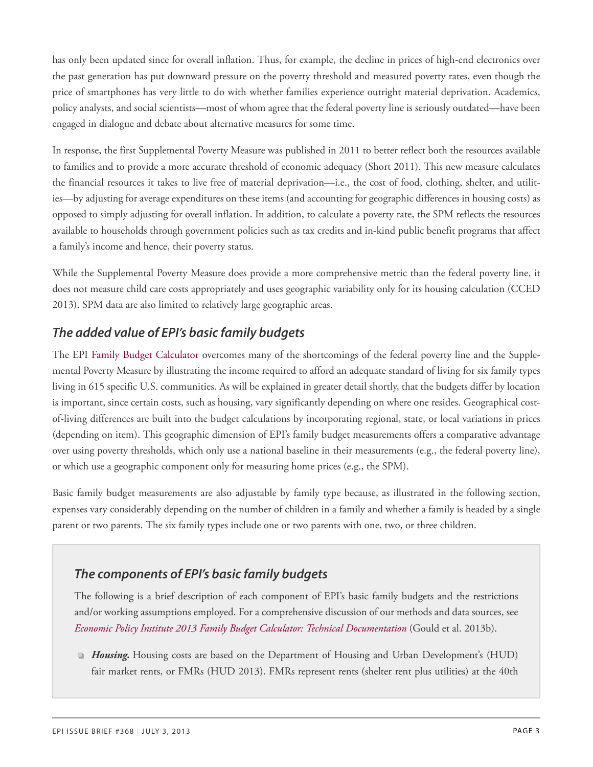has only been updated since for overall inflation. Thus, for example, the decline in prices of high-end electronics over the past generation has put downward pressure on the poverty threshold and measured poverty rates, even though the price of smartphones has very little to do with whether families experience outright material deprivation. Academics, policy analysts, and social scientists—most of whom agree that the federal poverty line is seriously outdated—have been engaged in dialogue and debate about alternative measures for some time.

In response, the first Supplemental Poverty Measure was published in 2011 to better reflect both the resources available to families and to provide a more accurate threshold of economic adequacy (Short 2011). This new measure calculates the financial resources it takes to live free of material deprivation—i.e., the cost of food, clothing, shelter, and utilities—by adjusting for average expenditures on these items (and accounting for geographic differences in housing costs) as opposed to simply adjusting for overall inflation. In addition, to calculate a poverty rate, the SPM reflects the resources available to households through government policies such as tax credits and in-kind public benefit programs that affect a family's income and hence, their poverty status.

While the Supplemental Poverty Measure does provide a more comprehensive metric than the federal poverty line, it does not measure child care costs appropriately and uses geographic variability only for its housing calculation (CCED 2013). SPM data are also limited to relatively large geographic areas.

## *The added value of EPI's basic family budgets*

The EPI Family Budget Calculator overcomes many of the shortcomings of the federal poverty line and the Supplemental Poverty Measure by illustrating the income required to afford an adequate standard of living for six family types living in 615 specific U.S. communities. As will be explained in greater detail shortly, that the budgets differ by location is important, since certain costs, such as housing, vary significantly depending on where one resides. Geographical cost-of-living differences are built into the budget calculations by incorporating regional, state, or local variations in prices (depending on item). This geographic dimension of EPI's family budget measurements offers a comparative advantage over using poverty thresholds, which only use a national baseline in their measurements (e.g., the federal poverty line), or which use a geographic component only for measuring home prices (e.g., the SPM).

Basic family budget measurements are also adjustable by family type because, as illustrated in the following section, expenses vary considerably depending on the number of children in a family and whether a family is headed by a single parent or two parents. The six family types include one or two parents with one, two, or three children.

### *The components of EPI's basic family budgets*

The following is a brief description of each component of EPI's basic family budgets and the restrictions and/or working assumptions employed. For a comprehensive discussion of our methods and data sources, see *Economic Policy Institute 2013 Family Budget Calculator: Technical Documentation* (Gould et al. 2013b).

- ***Housing.*** Housing costs are based on the Department of Housing and Urban Development's (HUD) fair market rents, or FMRs (HUD 2013). FMRs represent rents (shelter rent plus utilities) at the 40th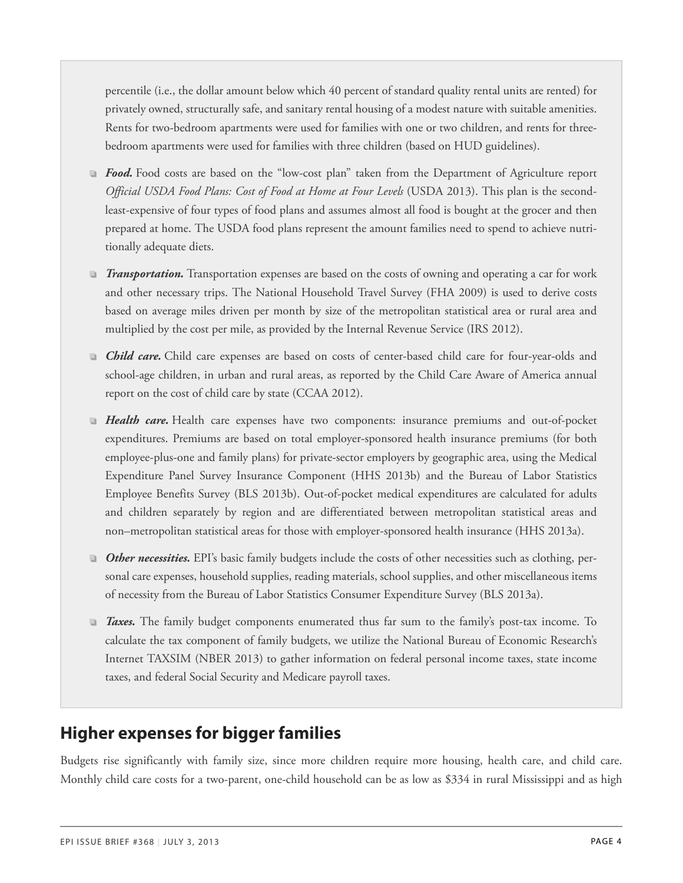percentile (i.e., the dollar amount below which 40 percent of standard quality rental units are rented) for privately owned, structurally safe, and sanitary rental housing of a modest nature with suitable amenities. Rents for two-bedroom apartments were used for families with one or two children, and rents for three-bedroom apartments were used for families with three children (based on HUD guidelines).

- ***Food.*** Food costs are based on the "low-cost plan" taken from the Department of Agriculture report *Official USDA Food Plans: Cost of Food at Home at Four Levels* (USDA 2013). This plan is the second-least-expensive of four types of food plans and assumes almost all food is bought at the grocer and then prepared at home. The USDA food plans represent the amount families need to spend to achieve nutritionally adequate diets.

- ***Transportation.*** Transportation expenses are based on the costs of owning and operating a car for work and other necessary trips. The National Household Travel Survey (FHA 2009) is used to derive costs based on average miles driven per month by size of the metropolitan statistical area or rural area and multiplied by the cost per mile, as provided by the Internal Revenue Service (IRS 2012).

- ***Child care.*** Child care expenses are based on costs of center-based child care for four-year-olds and school-age children, in urban and rural areas, as reported by the Child Care Aware of America annual report on the cost of child care by state (CCAA 2012).

- ***Health care.*** Health care expenses have two components: insurance premiums and out-of-pocket expenditures. Premiums are based on total employer-sponsored health insurance premiums (for both employee-plus-one and family plans) for private-sector employers by geographic area, using the Medical Expenditure Panel Survey Insurance Component (HHS 2013b) and the Bureau of Labor Statistics Employee Benefits Survey (BLS 2013b). Out-of-pocket medical expenditures are calculated for adults and children separately by region and are differentiated between metropolitan statistical areas and non–metropolitan statistical areas for those with employer-sponsored health insurance (HHS 2013a).

- ***Other necessities.*** EPI's basic family budgets include the costs of other necessities such as clothing, personal care expenses, household supplies, reading materials, school supplies, and other miscellaneous items of necessity from the Bureau of Labor Statistics Consumer Expenditure Survey (BLS 2013a).

- ***Taxes.*** The family budget components enumerated thus far sum to the family's post-tax income. To calculate the tax component of family budgets, we utilize the National Bureau of Economic Research's Internet TAXSIM (NBER 2013) to gather information on federal personal income taxes, state income taxes, and federal Social Security and Medicare payroll taxes.

## Higher expenses for bigger families

Budgets rise significantly with family size, since more children require more housing, health care, and child care. Monthly child care costs for a two-parent, one-child household can be as low as $334 in rural Mississippi and as high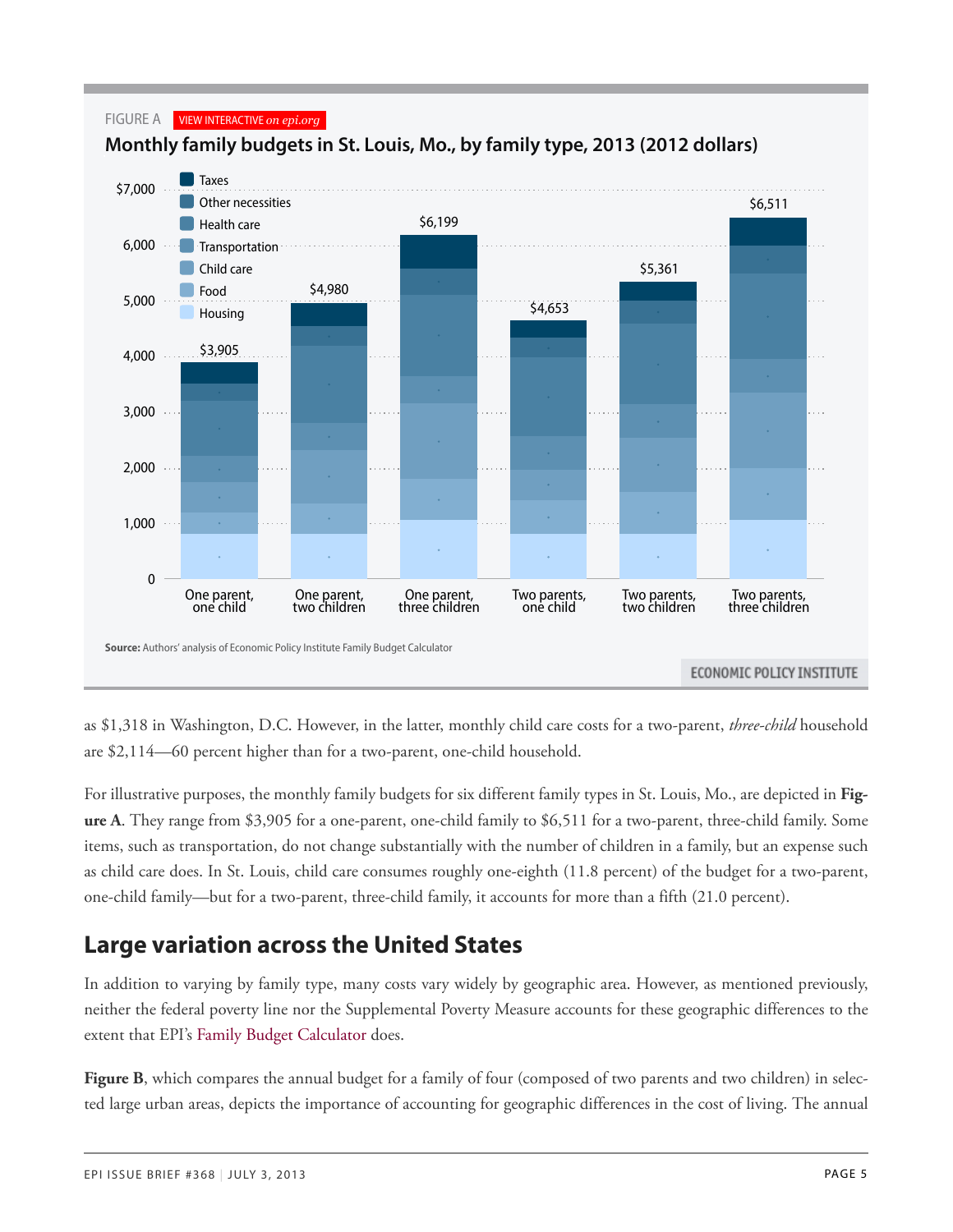FIGURE A VIEW INTERACTIVE *on epi.org*

**Monthly family budgets in St. Louis, Mo., by family type, 2013 (2012 dollars)**

| Family type | Total monthly budget |
|---|---|
| One parent, one child | $3,905 |
| One parent, two children | $4,980 |
| One parent, three children | $6,199 |
| Two parents, one child | $4,653 |
| Two parents, two children | $5,361 |
| Two parents, three children | $6,511 |

Budget components: Taxes, Other necessities, Health care, Transportation, Child care, Food, Housing

**Source:** Authors' analysis of Economic Policy Institute Family Budget Calculator

ECONOMIC POLICY INSTITUTE

as $1,318 in Washington, D.C. However, in the latter, monthly child care costs for a two-parent, *three-child* household are $2,114—60 percent higher than for a two-parent, one-child household.

For illustrative purposes, the monthly family budgets for six different family types in St. Louis, Mo., are depicted in **Figure A**. They range from $3,905 for a one-parent, one-child family to $6,511 for a two-parent, three-child family. Some items, such as transportation, do not change substantially with the number of children in a family, but an expense such as child care does. In St. Louis, child care consumes roughly one-eighth (11.8 percent) of the budget for a two-parent, one-child family—but for a two-parent, three-child family, it accounts for more than a fifth (21.0 percent).

## Large variation across the United States

In addition to varying by family type, many costs vary widely by geographic area. However, as mentioned previously, neither the federal poverty line nor the Supplemental Poverty Measure accounts for these geographic differences to the extent that EPI's Family Budget Calculator does.

**Figure B**, which compares the annual budget for a family of four (composed of two parents and two children) in selected large urban areas, depicts the importance of accounting for geographic differences in the cost of living. The annual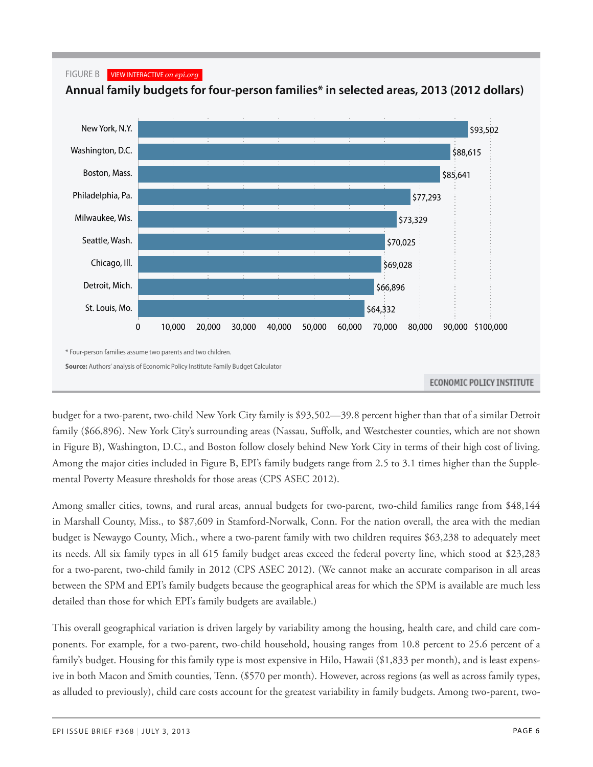FIGURE B VIEW INTERACTIVE *on epi.org*

**Annual family budgets for four-person families* in selected areas, 2013 (2012 dollars)**

| Area | Annual family budget |
| --- | --- |
| New York, N.Y. | $93,502 |
| Washington, D.C. | $88,615 |
| Boston, Mass. | $85,641 |
| Philadelphia, Pa. | $77,293 |
| Milwaukee, Wis. | $73,329 |
| Seattle, Wash. | $70,025 |
| Chicago, Ill. | $69,028 |
| Detroit, Mich. | $66,896 |
| St. Louis, Mo. | $64,332 |

\* Four-person families assume two parents and two children.

**Source:** Authors' analysis of Economic Policy Institute Family Budget Calculator

ECONOMIC POLICY INSTITUTE

budget for a two-parent, two-child New York City family is $93,502—39.8 percent higher than that of a similar Detroit family ($66,896). New York City's surrounding areas (Nassau, Suffolk, and Westchester counties, which are not shown in Figure B), Washington, D.C., and Boston follow closely behind New York City in terms of their high cost of living. Among the major cities included in Figure B, EPI's family budgets range from 2.5 to 3.1 times higher than the Supplemental Poverty Measure thresholds for those areas (CPS ASEC 2012).

Among smaller cities, towns, and rural areas, annual budgets for two-parent, two-child families range from $48,144 in Marshall County, Miss., to $87,609 in Stamford-Norwalk, Conn. For the nation overall, the area with the median budget is Newaygo County, Mich., where a two-parent family with two children requires $63,238 to adequately meet its needs. All six family types in all 615 family budget areas exceed the federal poverty line, which stood at $23,283 for a two-parent, two-child family in 2012 (CPS ASEC 2012). (We cannot make an accurate comparison in all areas between the SPM and EPI's family budgets because the geographical areas for which the SPM is available are much less detailed than those for which EPI's family budgets are available.)

This overall geographical variation is driven largely by variability among the housing, health care, and child care components. For example, for a two-parent, two-child household, housing ranges from 10.8 percent to 25.6 percent of a family's budget. Housing for this family type is most expensive in Hilo, Hawaii ($1,833 per month), and is least expensive in both Macon and Smith counties, Tenn. ($570 per month). However, across regions (as well as across family types, as alluded to previously), child care costs account for the greatest variability in family budgets. Among two-parent, two-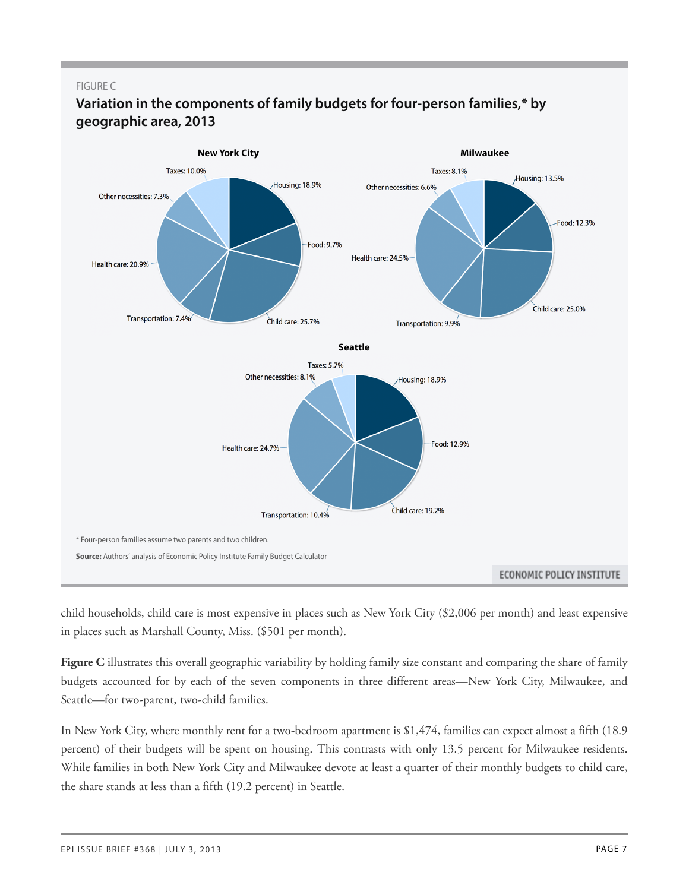FIGURE C

**Variation in the components of family budgets for four-person families,* by geographic area, 2013**

**New York City**

| Component | Share |
|---|---|
| Housing | 18.9% |
| Food | 9.7% |
| Child care | 25.7% |
| Transportation | 7.4% |
| Health care | 20.9% |
| Other necessities | 7.3% |
| Taxes | 10.0% |

**Milwaukee**

| Component | Share |
|---|---|
| Housing | 13.5% |
| Food | 12.3% |
| Child care | 25.0% |
| Transportation | 9.9% |
| Health care | 24.5% |
| Other necessities | 6.6% |
| Taxes | 8.1% |

**Seattle**

| Component | Share |
|---|---|
| Housing | 18.9% |
| Food | 12.9% |
| Child care | 19.2% |
| Transportation | 10.4% |
| Health care | 24.7% |
| Other necessities | 8.1% |
| Taxes | 5.7% |

* Four-person families assume two parents and two children.

**Source:** Authors' analysis of Economic Policy Institute Family Budget Calculator

ECONOMIC POLICY INSTITUTE

child households, child care is most expensive in places such as New York City ($2,006 per month) and least expensive in places such as Marshall County, Miss. ($501 per month).

**Figure C** illustrates this overall geographic variability by holding family size constant and comparing the share of family budgets accounted for by each of the seven components in three different areas—New York City, Milwaukee, and Seattle—for two-parent, two-child families.

In New York City, where monthly rent for a two-bedroom apartment is $1,474, families can expect almost a fifth (18.9 percent) of their budgets will be spent on housing. This contrasts with only 13.5 percent for Milwaukee residents. While families in both New York City and Milwaukee devote at least a quarter of their monthly budgets to child care, the share stands at less than a fifth (19.2 percent) in Seattle.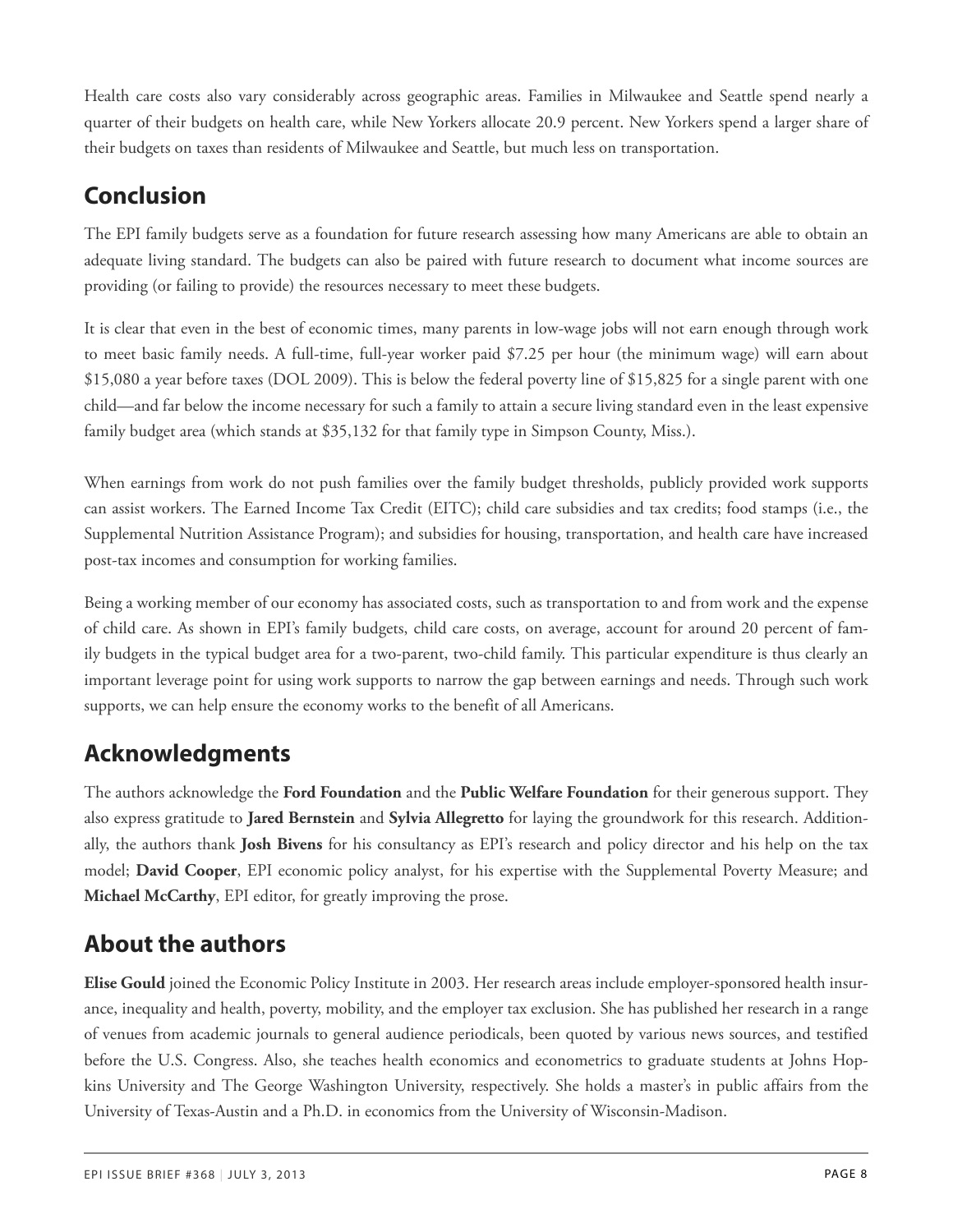Health care costs also vary considerably across geographic areas. Families in Milwaukee and Seattle spend nearly a quarter of their budgets on health care, while New Yorkers allocate 20.9 percent. New Yorkers spend a larger share of their budgets on taxes than residents of Milwaukee and Seattle, but much less on transportation.

## Conclusion

The EPI family budgets serve as a foundation for future research assessing how many Americans are able to obtain an adequate living standard. The budgets can also be paired with future research to document what income sources are providing (or failing to provide) the resources necessary to meet these budgets.

It is clear that even in the best of economic times, many parents in low-wage jobs will not earn enough through work to meet basic family needs. A full-time, full-year worker paid $7.25 per hour (the minimum wage) will earn about $15,080 a year before taxes (DOL 2009). This is below the federal poverty line of $15,825 for a single parent with one child—and far below the income necessary for such a family to attain a secure living standard even in the least expensive family budget area (which stands at $35,132 for that family type in Simpson County, Miss.).

When earnings from work do not push families over the family budget thresholds, publicly provided work supports can assist workers. The Earned Income Tax Credit (EITC); child care subsidies and tax credits; food stamps (i.e., the Supplemental Nutrition Assistance Program); and subsidies for housing, transportation, and health care have increased post-tax incomes and consumption for working families.

Being a working member of our economy has associated costs, such as transportation to and from work and the expense of child care. As shown in EPI's family budgets, child care costs, on average, account for around 20 percent of family budgets in the typical budget area for a two-parent, two-child family. This particular expenditure is thus clearly an important leverage point for using work supports to narrow the gap between earnings and needs. Through such work supports, we can help ensure the economy works to the benefit of all Americans.

## Acknowledgments

The authors acknowledge the **Ford Foundation** and the **Public Welfare Foundation** for their generous support. They also express gratitude to **Jared Bernstein** and **Sylvia Allegretto** for laying the groundwork for this research. Additionally, the authors thank **Josh Bivens** for his consultancy as EPI's research and policy director and his help on the tax model; **David Cooper**, EPI economic policy analyst, for his expertise with the Supplemental Poverty Measure; and **Michael McCarthy**, EPI editor, for greatly improving the prose.

## About the authors

**Elise Gould** joined the Economic Policy Institute in 2003. Her research areas include employer-sponsored health insurance, inequality and health, poverty, mobility, and the employer tax exclusion. She has published her research in a range of venues from academic journals to general audience periodicals, been quoted by various news sources, and testified before the U.S. Congress. Also, she teaches health economics and econometrics to graduate students at Johns Hopkins University and The George Washington University, respectively. She holds a master's in public affairs from the University of Texas-Austin and a Ph.D. in economics from the University of Wisconsin-Madison.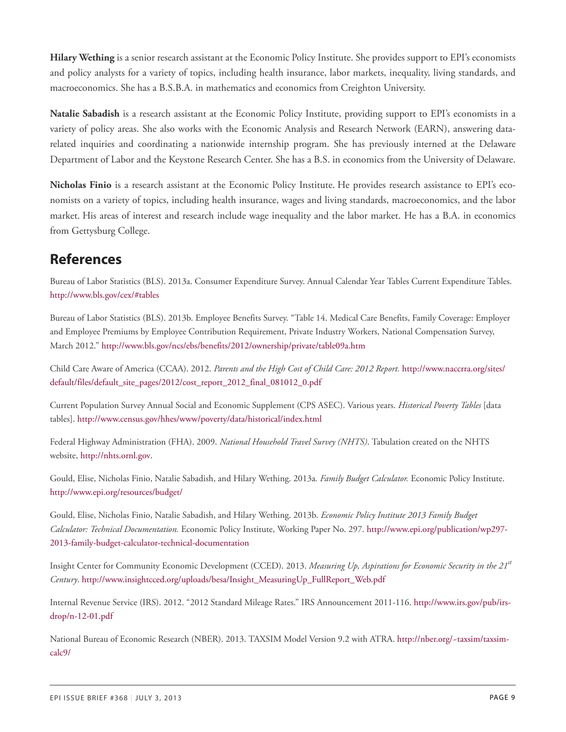**Hilary Wething** is a senior research assistant at the Economic Policy Institute. She provides support to EPI's economists and policy analysts for a variety of topics, including health insurance, labor markets, inequality, living standards, and macroeconomics. She has a B.S.B.A. in mathematics and economics from Creighton University.

**Natalie Sabadish** is a research assistant at the Economic Policy Institute, providing support to EPI's economists in a variety of policy areas. She also works with the Economic Analysis and Research Network (EARN), answering data-related inquiries and coordinating a nationwide internship program. She has previously interned at the Delaware Department of Labor and the Keystone Research Center. She has a B.S. in economics from the University of Delaware.

**Nicholas Finio** is a research assistant at the Economic Policy Institute. He provides research assistance to EPI's economists on a variety of topics, including health insurance, wages and living standards, macroeconomics, and the labor market. His areas of interest and research include wage inequality and the labor market. He has a B.A. in economics from Gettysburg College.

## References

Bureau of Labor Statistics (BLS). 2013a. Consumer Expenditure Survey. Annual Calendar Year Tables Current Expenditure Tables. http://www.bls.gov/cex/#tables

Bureau of Labor Statistics (BLS). 2013b. Employee Benefits Survey. "Table 14. Medical Care Benefits, Family Coverage: Employer and Employee Premiums by Employee Contribution Requirement, Private Industry Workers, National Compensation Survey, March 2012." http://www.bls.gov/ncs/ebs/benefits/2012/ownership/private/table09a.htm

Child Care Aware of America (CCAA). 2012. *Parents and the High Cost of Child Care: 2012 Report.* http://www.naccrra.org/sites/default/files/default_site_pages/2012/cost_report_2012_final_081012_0.pdf

Current Population Survey Annual Social and Economic Supplement (CPS ASEC). Various years. *Historical Poverty Tables* [data tables]. http://www.census.gov/hhes/www/poverty/data/historical/index.html

Federal Highway Administration (FHA). 2009. *National Household Travel Survey (NHTS)*. Tabulation created on the NHTS website, http://nhts.ornl.gov.

Gould, Elise, Nicholas Finio, Natalie Sabadish, and Hilary Wething. 2013a. *Family Budget Calculator.* Economic Policy Institute. http://www.epi.org/resources/budget/

Gould, Elise, Nicholas Finio, Natalie Sabadish, and Hilary Wething. 2013b. *Economic Policy Institute 2013 Family Budget Calculator: Technical Documentation.* Economic Policy Institute, Working Paper No. 297. http://www.epi.org/publication/wp297-2013-family-budget-calculator-technical-documentation

Insight Center for Community Economic Development (CCED). 2013. *Measuring Up, Aspirations for Economic Security in the 21st Century*. http://www.insightcced.org/uploads/besa/Insight_MeasuringUp_FullReport_Web.pdf

Internal Revenue Service (IRS). 2012. "2012 Standard Mileage Rates." IRS Announcement 2011-116. http://www.irs.gov/pub/irs-drop/n-12-01.pdf

National Bureau of Economic Research (NBER). 2013. TAXSIM Model Version 9.2 with ATRA. http://nber.org/~taxsim/taxsim-calc9/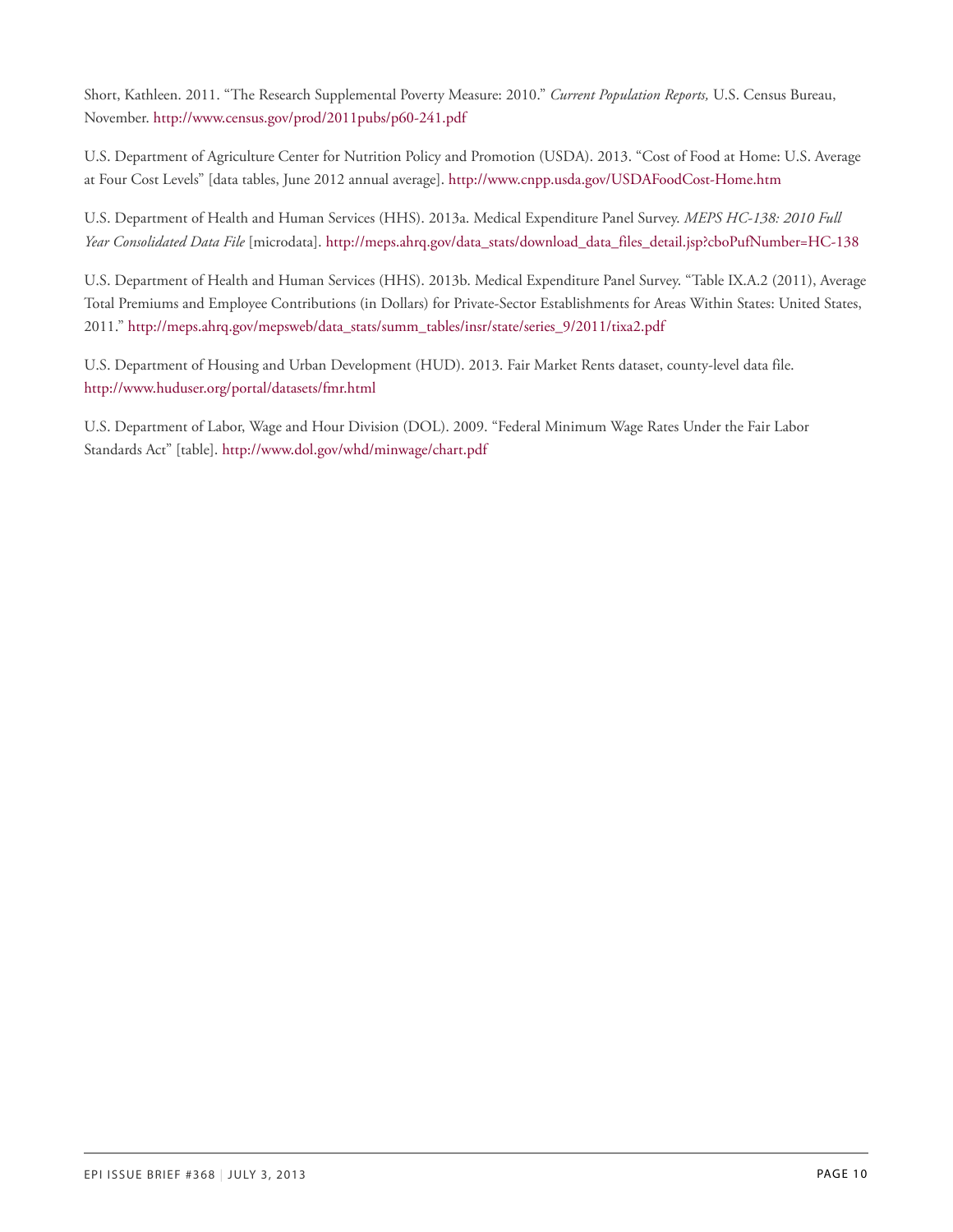Short, Kathleen. 2011. "The Research Supplemental Poverty Measure: 2010." *Current Population Reports,* U.S. Census Bureau, November. http://www.census.gov/prod/2011pubs/p60-241.pdf

U.S. Department of Agriculture Center for Nutrition Policy and Promotion (USDA). 2013. "Cost of Food at Home: U.S. Average at Four Cost Levels" [data tables, June 2012 annual average]. http://www.cnpp.usda.gov/USDAFoodCost-Home.htm

U.S. Department of Health and Human Services (HHS). 2013a. Medical Expenditure Panel Survey. *MEPS HC-138: 2010 Full Year Consolidated Data File* [microdata]. http://meps.ahrq.gov/data_stats/download_data_files_detail.jsp?cboPufNumber=HC-138

U.S. Department of Health and Human Services (HHS). 2013b. Medical Expenditure Panel Survey. "Table IX.A.2 (2011), Average Total Premiums and Employee Contributions (in Dollars) for Private-Sector Establishments for Areas Within States: United States, 2011." http://meps.ahrq.gov/mepsweb/data_stats/summ_tables/insr/state/series_9/2011/tixa2.pdf

U.S. Department of Housing and Urban Development (HUD). 2013. Fair Market Rents dataset, county-level data file. http://www.huduser.org/portal/datasets/fmr.html

U.S. Department of Labor, Wage and Hour Division (DOL). 2009. "Federal Minimum Wage Rates Under the Fair Labor Standards Act" [table]. http://www.dol.gov/whd/minwage/chart.pdf